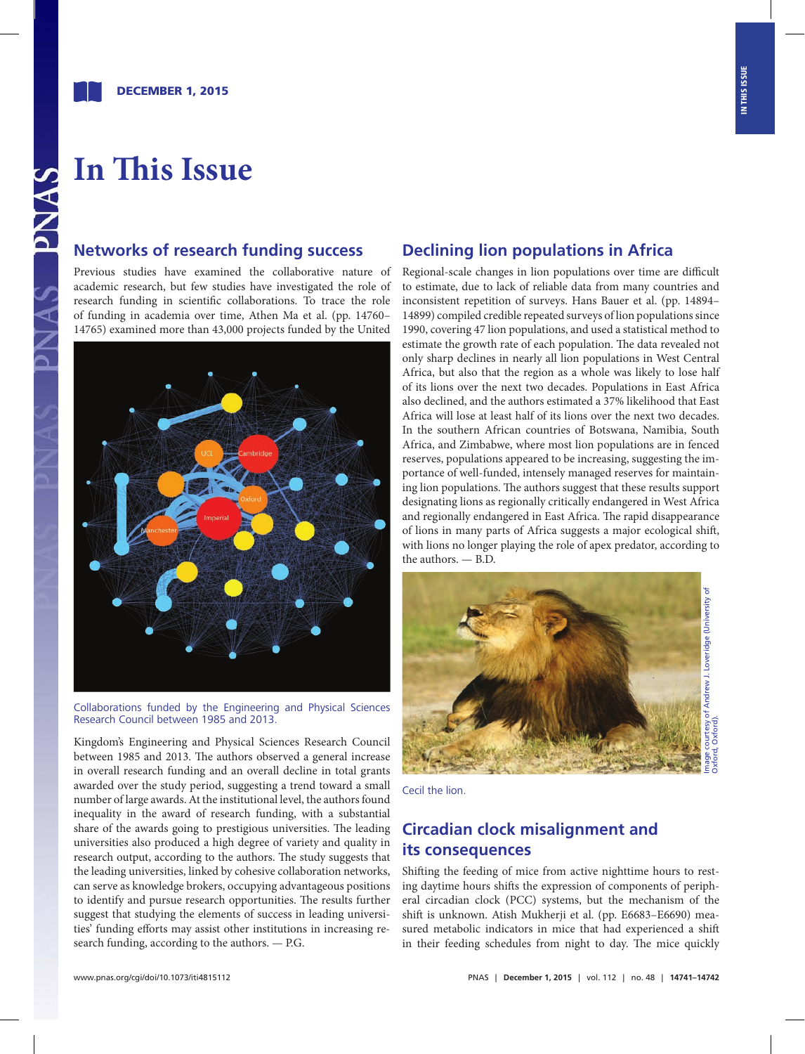# In This Issue

## Networks of research funding success

Previous studies have examined the collaborative nature of academic research, but few studies have investigated the role of research funding in scientific collaborations. To trace the role of funding in academia over time, Athen Ma et al. (pp. 14760–14765) examined more than 43,000 projects funded by the United Kingdom's Engineering and Physical Sciences Research Council between 1985 and 2013. The authors observed a general increase in overall research funding and an overall decline in total grants awarded over the study period, suggesting a trend toward a small number of large awards. At the institutional level, the authors found inequality in the award of research funding, with a substantial share of the awards going to prestigious universities. The leading universities also produced a high degree of variety and quality in research output, according to the authors. The study suggests that the leading universities, linked by cohesive collaboration networks, can serve as knowledge brokers, occupying advantageous positions to identify and pursue research opportunities. The results further suggest that studying the elements of success in leading universities' funding efforts may assist other institutions in increasing research funding, according to the authors. — P.G.

Collaborations funded by the Engineering and Physical Sciences Research Council between 1985 and 2013.

## Declining lion populations in Africa

Regional-scale changes in lion populations over time are difficult to estimate, due to lack of reliable data from many countries and inconsistent repetition of surveys. Hans Bauer et al. (pp. 14894–14899) compiled credible repeated surveys of lion populations since 1990, covering 47 lion populations, and used a statistical method to estimate the growth rate of each population. The data revealed not only sharp declines in nearly all lion populations in West Central Africa, but also that the region as a whole was likely to lose half of its lions over the next two decades. Populations in East Africa also declined, and the authors estimated a 37% likelihood that East Africa will lose at least half of its lions over the next two decades. In the southern African countries of Botswana, Namibia, South Africa, and Zimbabwe, where most lion populations are in fenced reserves, populations appeared to be increasing, suggesting the importance of well-funded, intensely managed reserves for maintaining lion populations. The authors suggest that these results support designating lions as regionally critically endangered in West Africa and regionally endangered in East Africa. The rapid disappearance of lions in many parts of Africa suggests a major ecological shift, with lions no longer playing the role of apex predator, according to the authors. — B.D.

Image courtesy of Andrew J. Loveridge (University of Oxford, Oxford).

Cecil the lion.

## Circadian clock misalignment and its consequences

Shifting the feeding of mice from active nighttime hours to resting daytime hours shifts the expression of components of peripheral circadian clock (PCC) systems, but the mechanism of the shift is unknown. Atish Mukherji et al. (pp. E6683–E6690) measured metabolic indicators in mice that had experienced a shift in their feeding schedules from night to day. The mice quickly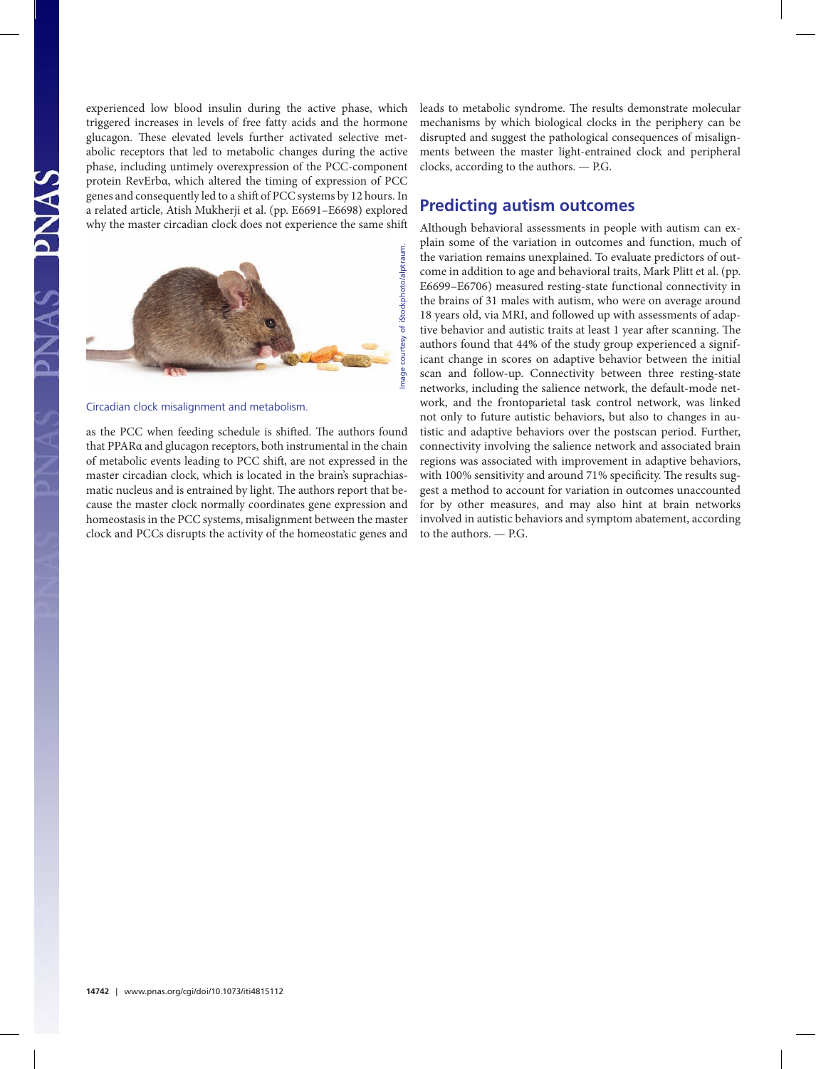experienced low blood insulin during the active phase, which triggered increases in levels of free fatty acids and the hormone glucagon. These elevated levels further activated selective metabolic receptors that led to metabolic changes during the active phase, including untimely overexpression of the PCC-component protein RevErbα, which altered the timing of expression of PCC genes and consequently led to a shift of PCC systems by 12 hours. In a related article, Atish Mukherji et al. (pp. E6691–E6698) explored why the master circadian clock does not experience the same shift as the PCC when feeding schedule is shifted. The authors found that PPARα and glucagon receptors, both instrumental in the chain of metabolic events leading to PCC shift, are not expressed in the master circadian clock, which is located in the brain's suprachiasmatic nucleus and is entrained by light. The authors report that because the master clock normally coordinates gene expression and homeostasis in the PCC systems, misalignment between the master clock and PCCs disrupts the activity of the homeostatic genes and leads to metabolic syndrome. The results demonstrate molecular mechanisms by which biological clocks in the periphery can be disrupted and suggest the pathological consequences of misalignments between the master light-entrained clock and peripheral clocks, according to the authors. — P.G.

Image courtesy of iStockphoto/alptraum.

Circadian clock misalignment and metabolism.

## Predicting autism outcomes

Although behavioral assessments in people with autism can explain some of the variation in outcomes and function, much of the variation remains unexplained. To evaluate predictors of outcome in addition to age and behavioral traits, Mark Plitt et al. (pp. E6699–E6706) measured resting-state functional connectivity in the brains of 31 males with autism, who were on average around 18 years old, via MRI, and followed up with assessments of adaptive behavior and autistic traits at least 1 year after scanning. The authors found that 44% of the study group experienced a significant change in scores on adaptive behavior between the initial scan and follow-up. Connectivity between three resting-state networks, including the salience network, the default-mode network, and the frontoparietal task control network, was linked not only to future autistic behaviors, but also to changes in autistic and adaptive behaviors over the postscan period. Further, connectivity involving the salience network and associated brain regions was associated with improvement in adaptive behaviors, with 100% sensitivity and around 71% specificity. The results suggest a method to account for variation in outcomes unaccounted for by other measures, and may also hint at brain networks involved in autistic behaviors and symptom abatement, according to the authors. — P.G.